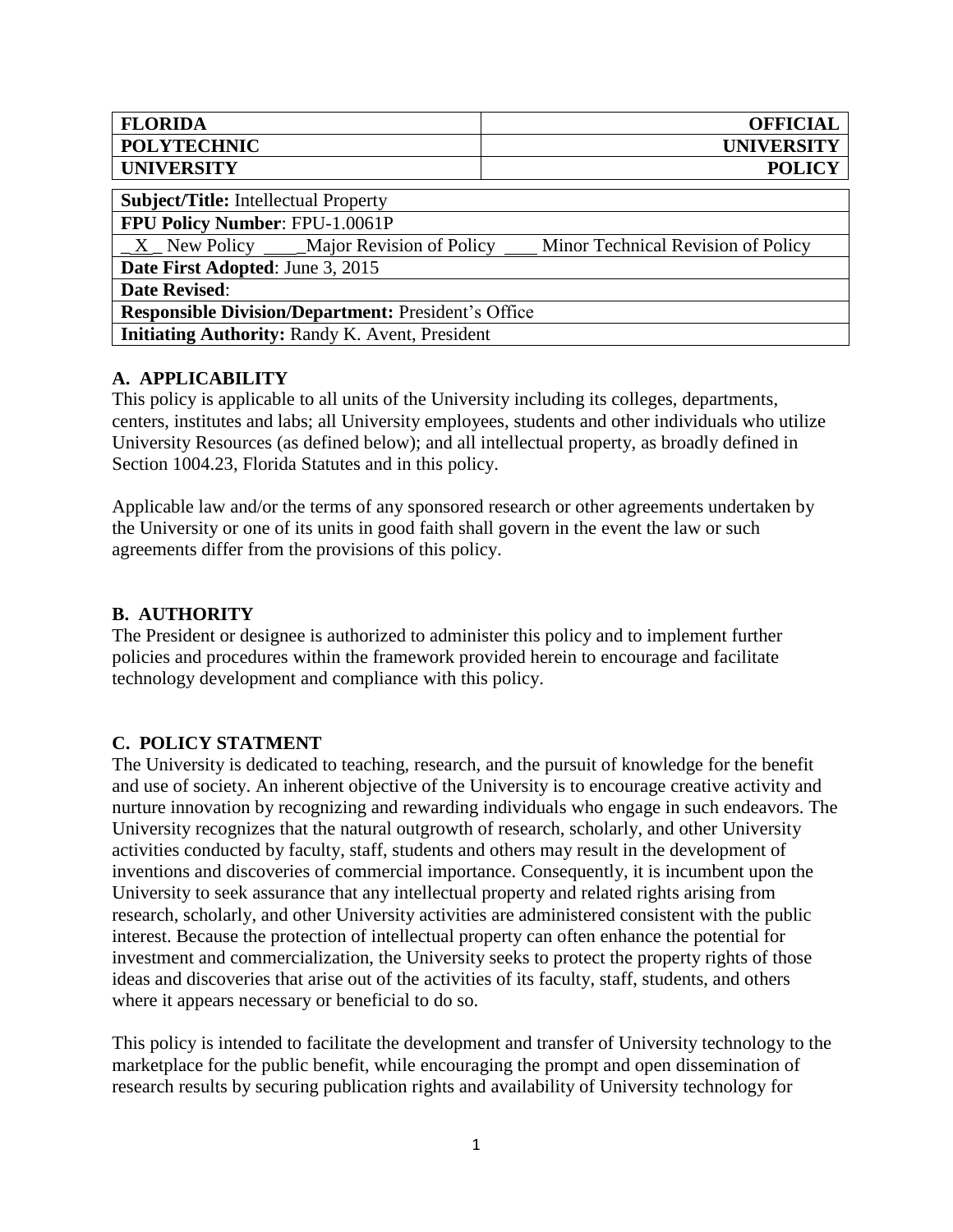| FLORIDA | OFFICIAL |
| --- | --- |
| POLYTECHNIC | UNIVERSITY |
| UNIVERSITY | POLICY |

| **Subject/Title:** Intellectual Property |
| --- |
| **FPU Policy Number**: FPU-1.0061P |
| _X_ New Policy ____Major Revision of Policy ___ Minor Technical Revision of Policy |
| **Date First Adopted**: June 3, 2015 |
| **Date Revised**: |
| **Responsible Division/Department:** President's Office |
| **Initiating Authority:** Randy K. Avent, President |

## A. APPLICABILITY

This policy is applicable to all units of the University including its colleges, departments, centers, institutes and labs; all University employees, students and other individuals who utilize University Resources (as defined below); and all intellectual property, as broadly defined in Section 1004.23, Florida Statutes and in this policy.

Applicable law and/or the terms of any sponsored research or other agreements undertaken by the University or one of its units in good faith shall govern in the event the law or such agreements differ from the provisions of this policy.

## B. AUTHORITY

The President or designee is authorized to administer this policy and to implement further policies and procedures within the framework provided herein to encourage and facilitate technology development and compliance with this policy.

## C. POLICY STATMENT

The University is dedicated to teaching, research, and the pursuit of knowledge for the benefit and use of society. An inherent objective of the University is to encourage creative activity and nurture innovation by recognizing and rewarding individuals who engage in such endeavors. The University recognizes that the natural outgrowth of research, scholarly, and other University activities conducted by faculty, staff, students and others may result in the development of inventions and discoveries of commercial importance. Consequently, it is incumbent upon the University to seek assurance that any intellectual property and related rights arising from research, scholarly, and other University activities are administered consistent with the public interest. Because the protection of intellectual property can often enhance the potential for investment and commercialization, the University seeks to protect the property rights of those ideas and discoveries that arise out of the activities of its faculty, staff, students, and others where it appears necessary or beneficial to do so.

This policy is intended to facilitate the development and transfer of University technology to the marketplace for the public benefit, while encouraging the prompt and open dissemination of research results by securing publication rights and availability of University technology for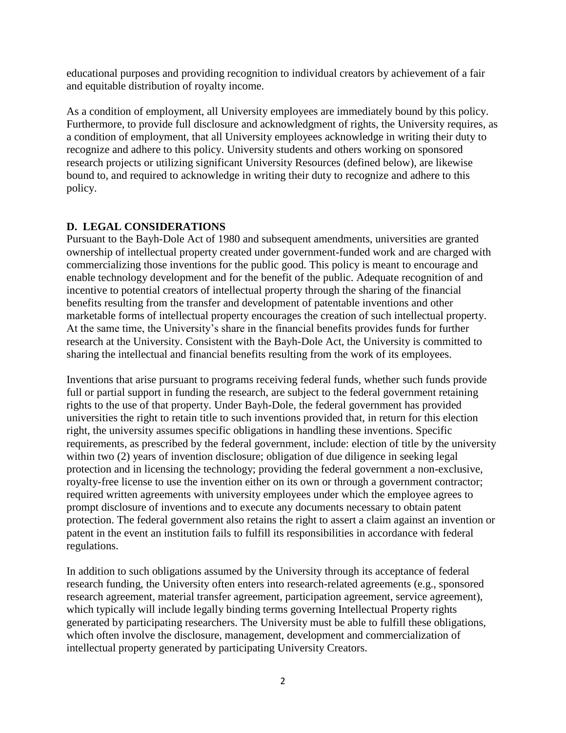educational purposes and providing recognition to individual creators by achievement of a fair and equitable distribution of royalty income.

As a condition of employment, all University employees are immediately bound by this policy. Furthermore, to provide full disclosure and acknowledgment of rights, the University requires, as a condition of employment, that all University employees acknowledge in writing their duty to recognize and adhere to this policy. University students and others working on sponsored research projects or utilizing significant University Resources (defined below), are likewise bound to, and required to acknowledge in writing their duty to recognize and adhere to this policy.

## D. LEGAL CONSIDERATIONS

Pursuant to the Bayh-Dole Act of 1980 and subsequent amendments, universities are granted ownership of intellectual property created under government-funded work and are charged with commercializing those inventions for the public good. This policy is meant to encourage and enable technology development and for the benefit of the public. Adequate recognition of and incentive to potential creators of intellectual property through the sharing of the financial benefits resulting from the transfer and development of patentable inventions and other marketable forms of intellectual property encourages the creation of such intellectual property. At the same time, the University's share in the financial benefits provides funds for further research at the University. Consistent with the Bayh-Dole Act, the University is committed to sharing the intellectual and financial benefits resulting from the work of its employees.

Inventions that arise pursuant to programs receiving federal funds, whether such funds provide full or partial support in funding the research, are subject to the federal government retaining rights to the use of that property. Under Bayh-Dole, the federal government has provided universities the right to retain title to such inventions provided that, in return for this election right, the university assumes specific obligations in handling these inventions. Specific requirements, as prescribed by the federal government, include: election of title by the university within two (2) years of invention disclosure; obligation of due diligence in seeking legal protection and in licensing the technology; providing the federal government a non-exclusive, royalty-free license to use the invention either on its own or through a government contractor; required written agreements with university employees under which the employee agrees to prompt disclosure of inventions and to execute any documents necessary to obtain patent protection. The federal government also retains the right to assert a claim against an invention or patent in the event an institution fails to fulfill its responsibilities in accordance with federal regulations.

In addition to such obligations assumed by the University through its acceptance of federal research funding, the University often enters into research-related agreements (e.g., sponsored research agreement, material transfer agreement, participation agreement, service agreement), which typically will include legally binding terms governing Intellectual Property rights generated by participating researchers. The University must be able to fulfill these obligations, which often involve the disclosure, management, development and commercialization of intellectual property generated by participating University Creators.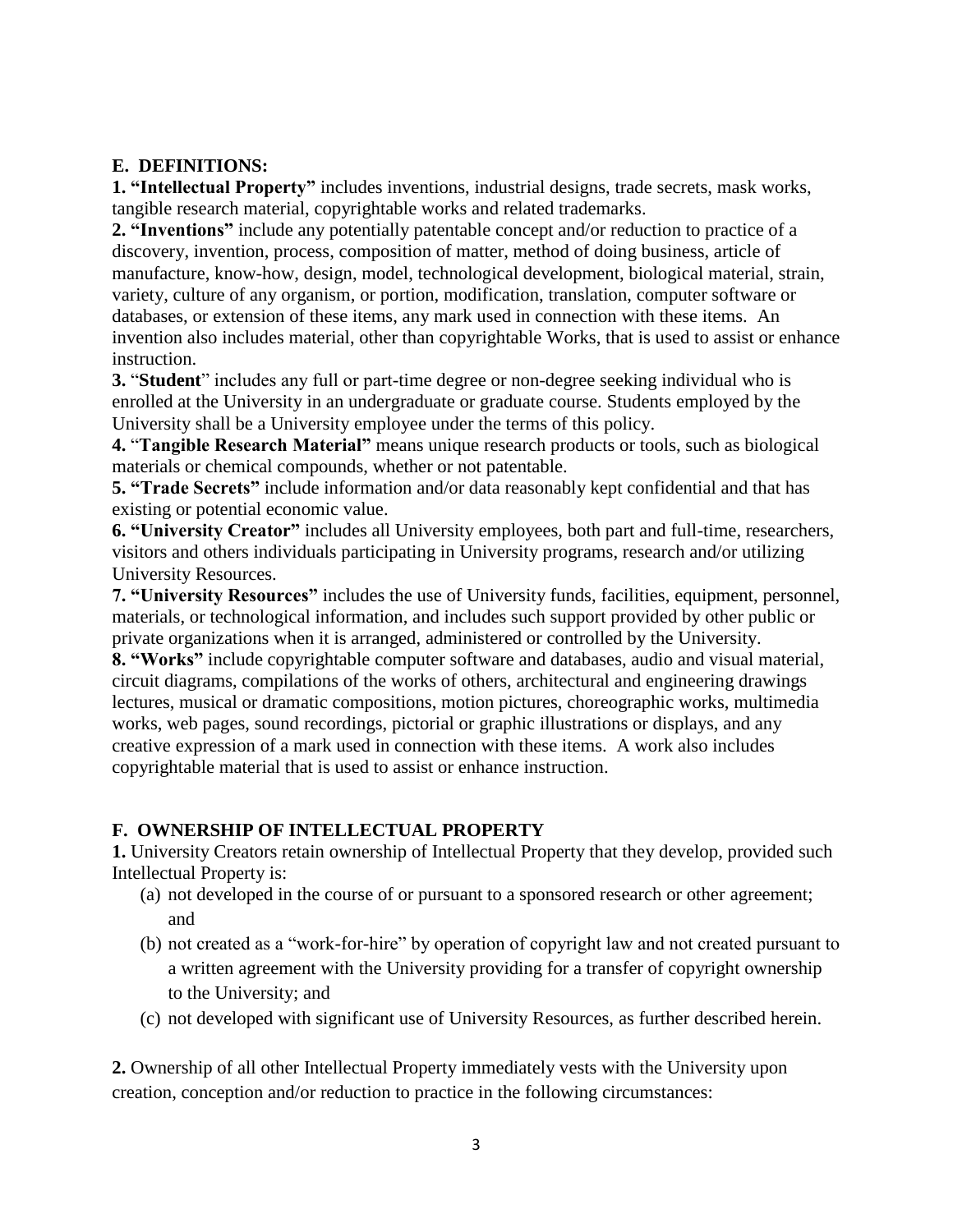## E. DEFINITIONS:

**1. "Intellectual Property"** includes inventions, industrial designs, trade secrets, mask works, tangible research material, copyrightable works and related trademarks.

**2. "Inventions"** include any potentially patentable concept and/or reduction to practice of a discovery, invention, process, composition of matter, method of doing business, article of manufacture, know-how, design, model, technological development, biological material, strain, variety, culture of any organism, or portion, modification, translation, computer software or databases, or extension of these items, any mark used in connection with these items. An invention also includes material, other than copyrightable Works, that is used to assist or enhance instruction.

**3.** "**Student**" includes any full or part-time degree or non-degree seeking individual who is enrolled at the University in an undergraduate or graduate course. Students employed by the University shall be a University employee under the terms of this policy.

**4.** "**Tangible Research Material"** means unique research products or tools, such as biological materials or chemical compounds, whether or not patentable.

**5. "Trade Secrets"** include information and/or data reasonably kept confidential and that has existing or potential economic value.

**6. "University Creator"** includes all University employees, both part and full-time, researchers, visitors and others individuals participating in University programs, research and/or utilizing University Resources.

**7. "University Resources"** includes the use of University funds, facilities, equipment, personnel, materials, or technological information, and includes such support provided by other public or private organizations when it is arranged, administered or controlled by the University.

**8. "Works"** include copyrightable computer software and databases, audio and visual material, circuit diagrams, compilations of the works of others, architectural and engineering drawings lectures, musical or dramatic compositions, motion pictures, choreographic works, multimedia works, web pages, sound recordings, pictorial or graphic illustrations or displays, and any creative expression of a mark used in connection with these items. A work also includes copyrightable material that is used to assist or enhance instruction.

## F. OWNERSHIP OF INTELLECTUAL PROPERTY

**1.** University Creators retain ownership of Intellectual Property that they develop, provided such Intellectual Property is:

(a) not developed in the course of or pursuant to a sponsored research or other agreement; and

(b) not created as a "work-for-hire" by operation of copyright law and not created pursuant to a written agreement with the University providing for a transfer of copyright ownership to the University; and

(c) not developed with significant use of University Resources, as further described herein.

**2.** Ownership of all other Intellectual Property immediately vests with the University upon creation, conception and/or reduction to practice in the following circumstances: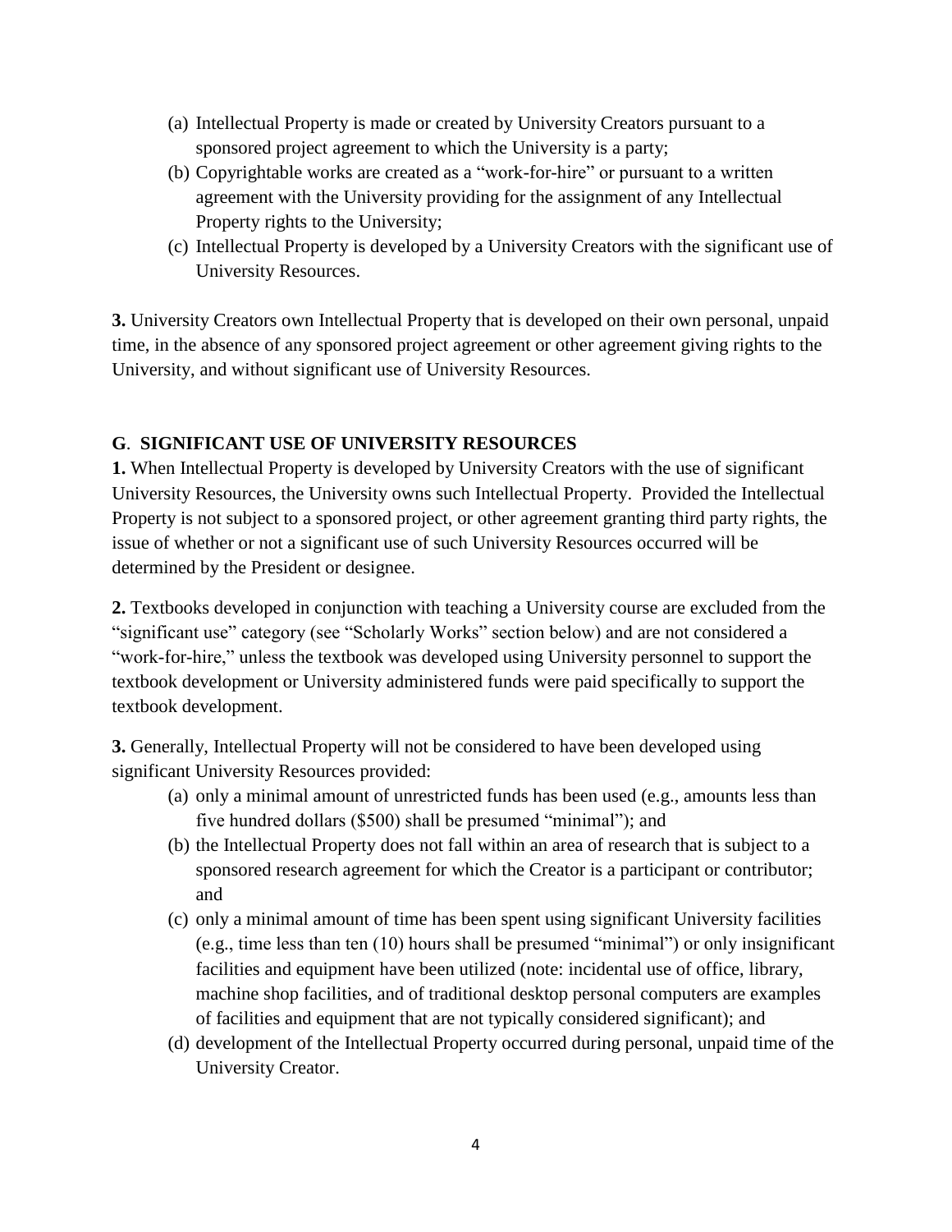(a) Intellectual Property is made or created by University Creators pursuant to a sponsored project agreement to which the University is a party;
(b) Copyrightable works are created as a "work-for-hire" or pursuant to a written agreement with the University providing for the assignment of any Intellectual Property rights to the University;
(c) Intellectual Property is developed by a University Creators with the significant use of University Resources.

**3.** University Creators own Intellectual Property that is developed on their own personal, unpaid time, in the absence of any sponsored project agreement or other agreement giving rights to the University, and without significant use of University Resources.

## G. SIGNIFICANT USE OF UNIVERSITY RESOURCES

**1.** When Intellectual Property is developed by University Creators with the use of significant University Resources, the University owns such Intellectual Property. Provided the Intellectual Property is not subject to a sponsored project, or other agreement granting third party rights, the issue of whether or not a significant use of such University Resources occurred will be determined by the President or designee.

**2.** Textbooks developed in conjunction with teaching a University course are excluded from the "significant use" category (see "Scholarly Works" section below) and are not considered a "work-for-hire," unless the textbook was developed using University personnel to support the textbook development or University administered funds were paid specifically to support the textbook development.

**3.** Generally, Intellectual Property will not be considered to have been developed using significant University Resources provided:

(a) only a minimal amount of unrestricted funds has been used (e.g., amounts less than five hundred dollars ($500) shall be presumed "minimal"); and
(b) the Intellectual Property does not fall within an area of research that is subject to a sponsored research agreement for which the Creator is a participant or contributor; and
(c) only a minimal amount of time has been spent using significant University facilities (e.g., time less than ten (10) hours shall be presumed "minimal") or only insignificant facilities and equipment have been utilized (note: incidental use of office, library, machine shop facilities, and of traditional desktop personal computers are examples of facilities and equipment that are not typically considered significant); and
(d) development of the Intellectual Property occurred during personal, unpaid time of the University Creator.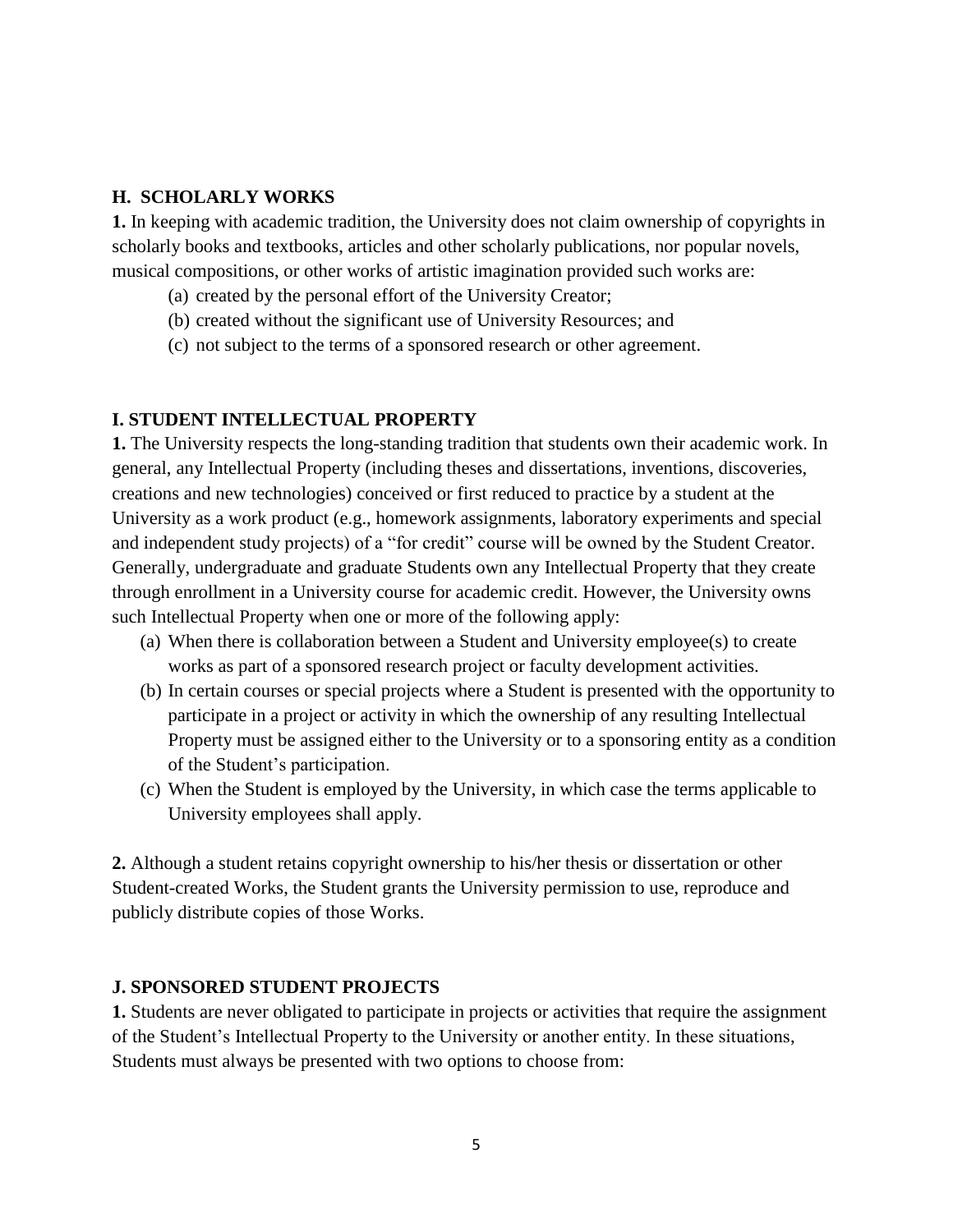## H. SCHOLARLY WORKS

**1.** In keeping with academic tradition, the University does not claim ownership of copyrights in scholarly books and textbooks, articles and other scholarly publications, nor popular novels, musical compositions, or other works of artistic imagination provided such works are:

(a) created by the personal effort of the University Creator;
(b) created without the significant use of University Resources; and
(c) not subject to the terms of a sponsored research or other agreement.

## I. STUDENT INTELLECTUAL PROPERTY

**1.** The University respects the long-standing tradition that students own their academic work. In general, any Intellectual Property (including theses and dissertations, inventions, discoveries, creations and new technologies) conceived or first reduced to practice by a student at the University as a work product (e.g., homework assignments, laboratory experiments and special and independent study projects) of a "for credit" course will be owned by the Student Creator. Generally, undergraduate and graduate Students own any Intellectual Property that they create through enrollment in a University course for academic credit. However, the University owns such Intellectual Property when one or more of the following apply:

(a) When there is collaboration between a Student and University employee(s) to create works as part of a sponsored research project or faculty development activities.
(b) In certain courses or special projects where a Student is presented with the opportunity to participate in a project or activity in which the ownership of any resulting Intellectual Property must be assigned either to the University or to a sponsoring entity as a condition of the Student's participation.
(c) When the Student is employed by the University, in which case the terms applicable to University employees shall apply.

**2.** Although a student retains copyright ownership to his/her thesis or dissertation or other Student-created Works, the Student grants the University permission to use, reproduce and publicly distribute copies of those Works.

## J. SPONSORED STUDENT PROJECTS

**1.** Students are never obligated to participate in projects or activities that require the assignment of the Student's Intellectual Property to the University or another entity. In these situations, Students must always be presented with two options to choose from: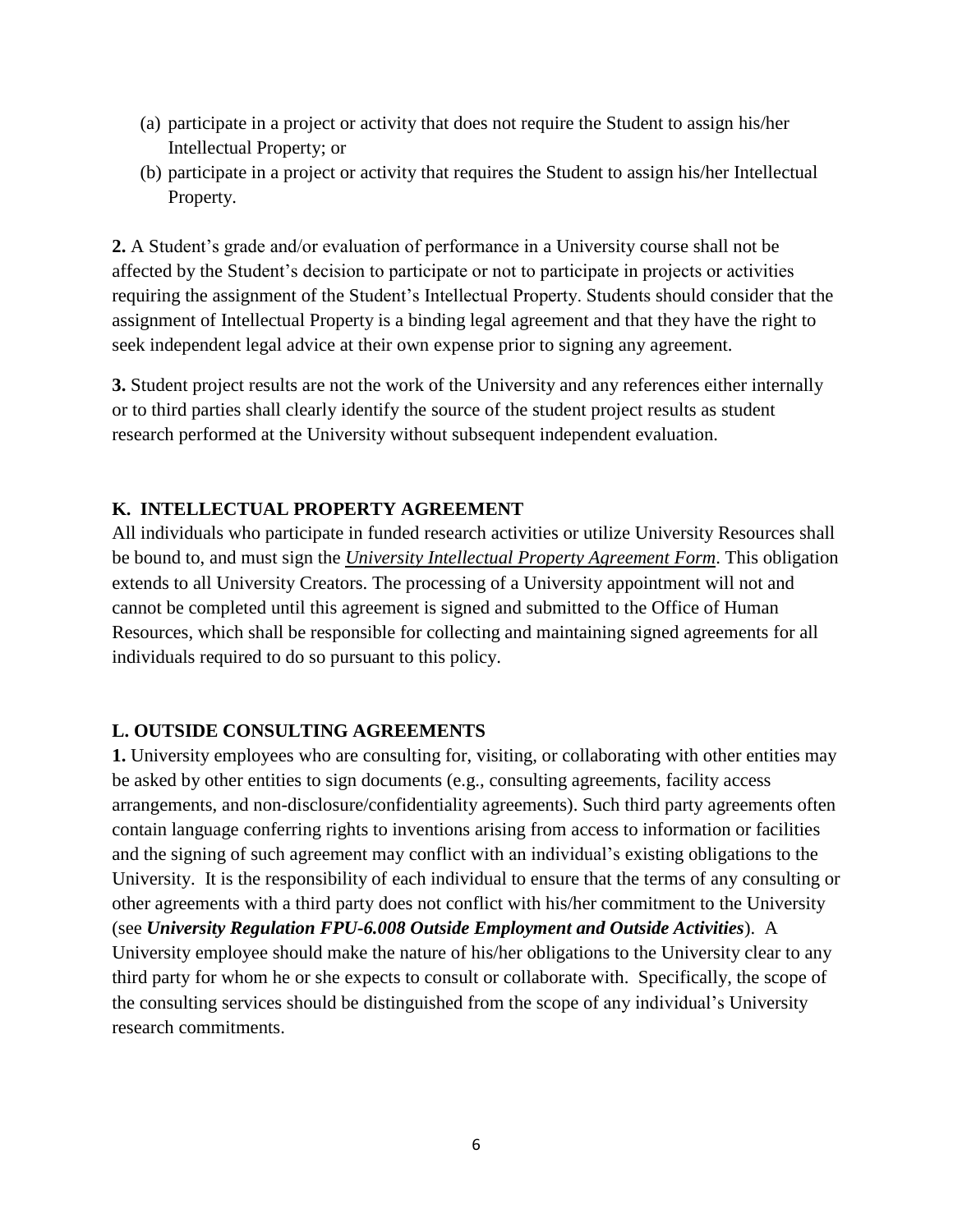(a) participate in a project or activity that does not require the Student to assign his/her Intellectual Property; or

(b) participate in a project or activity that requires the Student to assign his/her Intellectual Property.

**2.** A Student's grade and/or evaluation of performance in a University course shall not be affected by the Student's decision to participate or not to participate in projects or activities requiring the assignment of the Student's Intellectual Property. Students should consider that the assignment of Intellectual Property is a binding legal agreement and that they have the right to seek independent legal advice at their own expense prior to signing any agreement.

**3.** Student project results are not the work of the University and any references either internally or to third parties shall clearly identify the source of the student project results as student research performed at the University without subsequent independent evaluation.

## K. INTELLECTUAL PROPERTY AGREEMENT

All individuals who participate in funded research activities or utilize University Resources shall be bound to, and must sign the ***University Intellectual Property Agreement Form***. This obligation extends to all University Creators. The processing of a University appointment will not and cannot be completed until this agreement is signed and submitted to the Office of Human Resources, which shall be responsible for collecting and maintaining signed agreements for all individuals required to do so pursuant to this policy.

## L. OUTSIDE CONSULTING AGREEMENTS

**1.** University employees who are consulting for, visiting, or collaborating with other entities may be asked by other entities to sign documents (e.g., consulting agreements, facility access arrangements, and non-disclosure/confidentiality agreements). Such third party agreements often contain language conferring rights to inventions arising from access to information or facilities and the signing of such agreement may conflict with an individual's existing obligations to the University. It is the responsibility of each individual to ensure that the terms of any consulting or other agreements with a third party does not conflict with his/her commitment to the University (see ***University Regulation FPU-6.008 Outside Employment and Outside Activities***). A University employee should make the nature of his/her obligations to the University clear to any third party for whom he or she expects to consult or collaborate with. Specifically, the scope of the consulting services should be distinguished from the scope of any individual's University research commitments.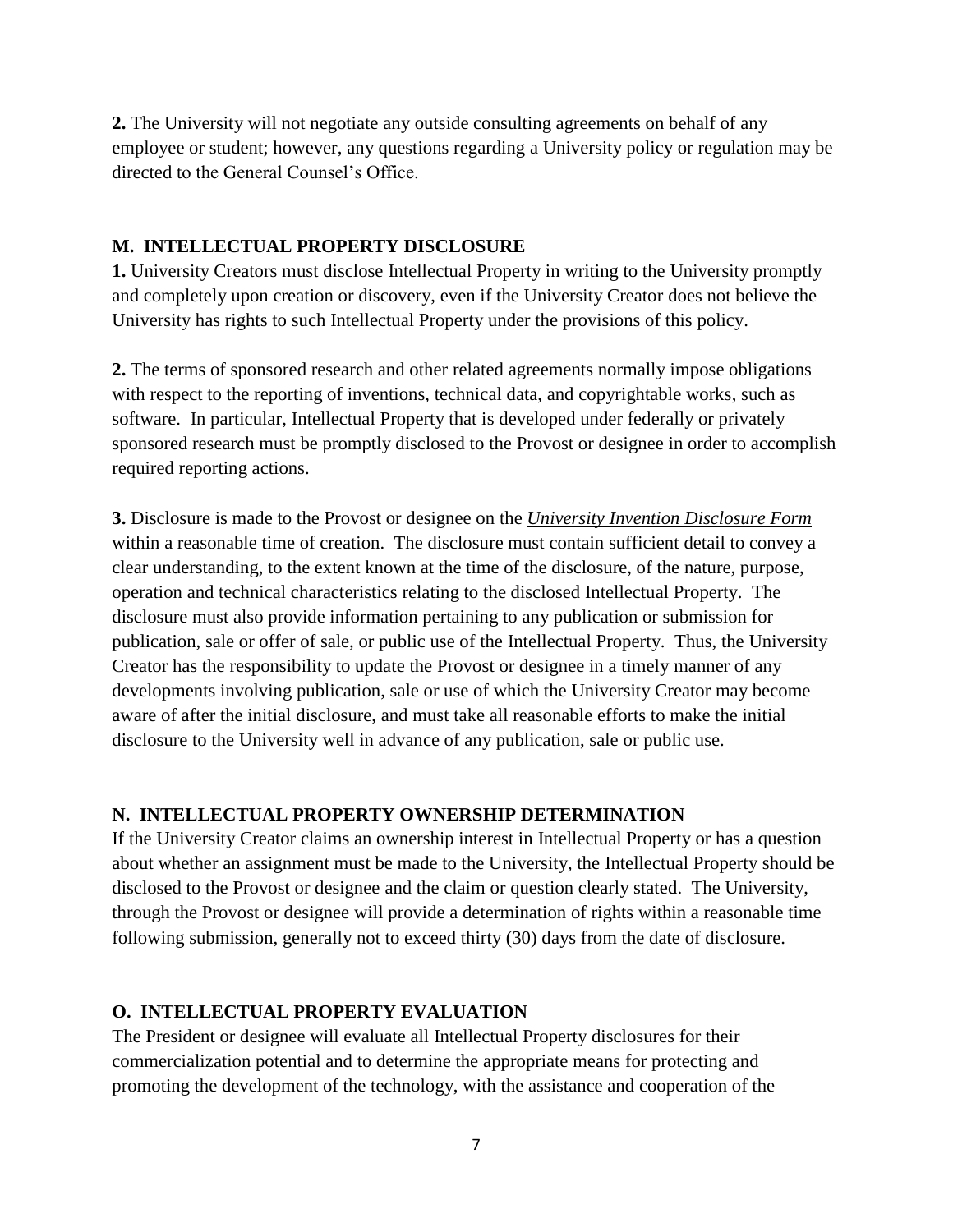**2.** The University will not negotiate any outside consulting agreements on behalf of any employee or student; however, any questions regarding a University policy or regulation may be directed to the General Counsel's Office.

### M. INTELLECTUAL PROPERTY DISCLOSURE

**1.** University Creators must disclose Intellectual Property in writing to the University promptly and completely upon creation or discovery, even if the University Creator does not believe the University has rights to such Intellectual Property under the provisions of this policy.

**2.** The terms of sponsored research and other related agreements normally impose obligations with respect to the reporting of inventions, technical data, and copyrightable works, such as software. In particular, Intellectual Property that is developed under federally or privately sponsored research must be promptly disclosed to the Provost or designee in order to accomplish required reporting actions.

**3.** Disclosure is made to the Provost or designee on the *University Invention Disclosure Form* within a reasonable time of creation. The disclosure must contain sufficient detail to convey a clear understanding, to the extent known at the time of the disclosure, of the nature, purpose, operation and technical characteristics relating to the disclosed Intellectual Property. The disclosure must also provide information pertaining to any publication or submission for publication, sale or offer of sale, or public use of the Intellectual Property. Thus, the University Creator has the responsibility to update the Provost or designee in a timely manner of any developments involving publication, sale or use of which the University Creator may become aware of after the initial disclosure, and must take all reasonable efforts to make the initial disclosure to the University well in advance of any publication, sale or public use.

### N. INTELLECTUAL PROPERTY OWNERSHIP DETERMINATION

If the University Creator claims an ownership interest in Intellectual Property or has a question about whether an assignment must be made to the University, the Intellectual Property should be disclosed to the Provost or designee and the claim or question clearly stated. The University, through the Provost or designee will provide a determination of rights within a reasonable time following submission, generally not to exceed thirty (30) days from the date of disclosure.

### O. INTELLECTUAL PROPERTY EVALUATION

The President or designee will evaluate all Intellectual Property disclosures for their commercialization potential and to determine the appropriate means for protecting and promoting the development of the technology, with the assistance and cooperation of the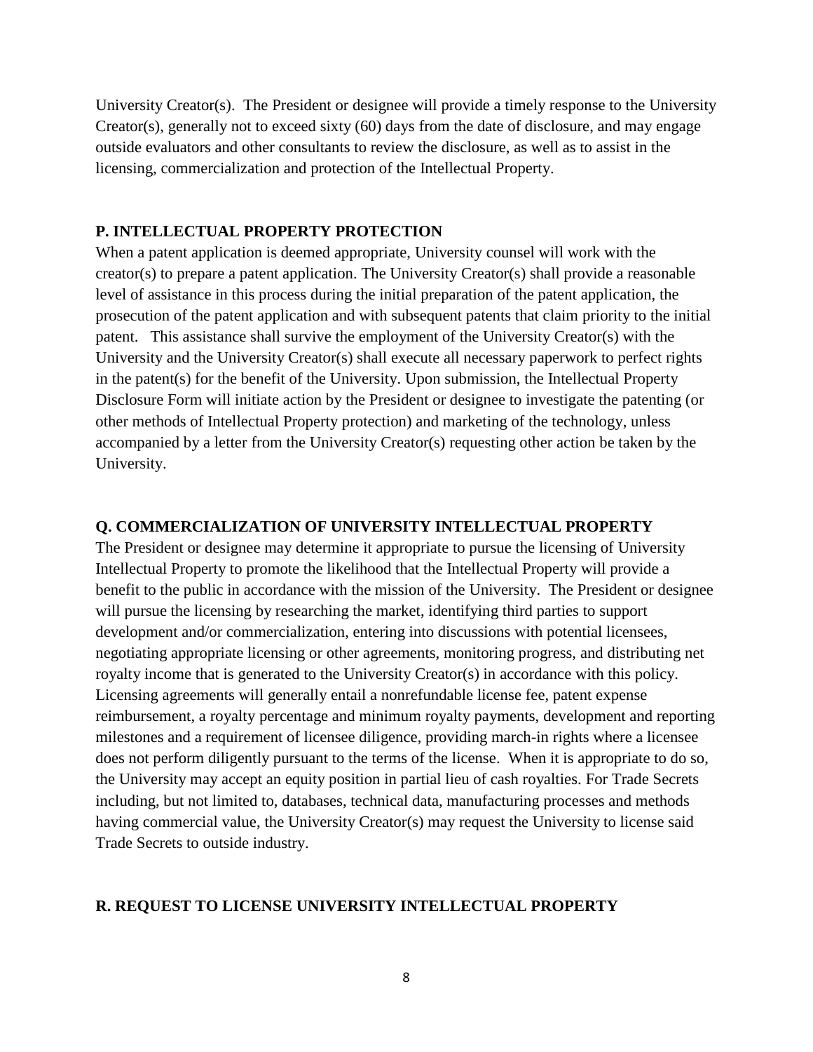University Creator(s). The President or designee will provide a timely response to the University Creator(s), generally not to exceed sixty (60) days from the date of disclosure, and may engage outside evaluators and other consultants to review the disclosure, as well as to assist in the licensing, commercialization and protection of the Intellectual Property.

## P. INTELLECTUAL PROPERTY PROTECTION

When a patent application is deemed appropriate, University counsel will work with the creator(s) to prepare a patent application. The University Creator(s) shall provide a reasonable level of assistance in this process during the initial preparation of the patent application, the prosecution of the patent application and with subsequent patents that claim priority to the initial patent. This assistance shall survive the employment of the University Creator(s) with the University and the University Creator(s) shall execute all necessary paperwork to perfect rights in the patent(s) for the benefit of the University. Upon submission, the Intellectual Property Disclosure Form will initiate action by the President or designee to investigate the patenting (or other methods of Intellectual Property protection) and marketing of the technology, unless accompanied by a letter from the University Creator(s) requesting other action be taken by the University.

## Q. COMMERCIALIZATION OF UNIVERSITY INTELLECTUAL PROPERTY

The President or designee may determine it appropriate to pursue the licensing of University Intellectual Property to promote the likelihood that the Intellectual Property will provide a benefit to the public in accordance with the mission of the University. The President or designee will pursue the licensing by researching the market, identifying third parties to support development and/or commercialization, entering into discussions with potential licensees, negotiating appropriate licensing or other agreements, monitoring progress, and distributing net royalty income that is generated to the University Creator(s) in accordance with this policy. Licensing agreements will generally entail a nonrefundable license fee, patent expense reimbursement, a royalty percentage and minimum royalty payments, development and reporting milestones and a requirement of licensee diligence, providing march-in rights where a licensee does not perform diligently pursuant to the terms of the license. When it is appropriate to do so, the University may accept an equity position in partial lieu of cash royalties. For Trade Secrets including, but not limited to, databases, technical data, manufacturing processes and methods having commercial value, the University Creator(s) may request the University to license said Trade Secrets to outside industry.

## R. REQUEST TO LICENSE UNIVERSITY INTELLECTUAL PROPERTY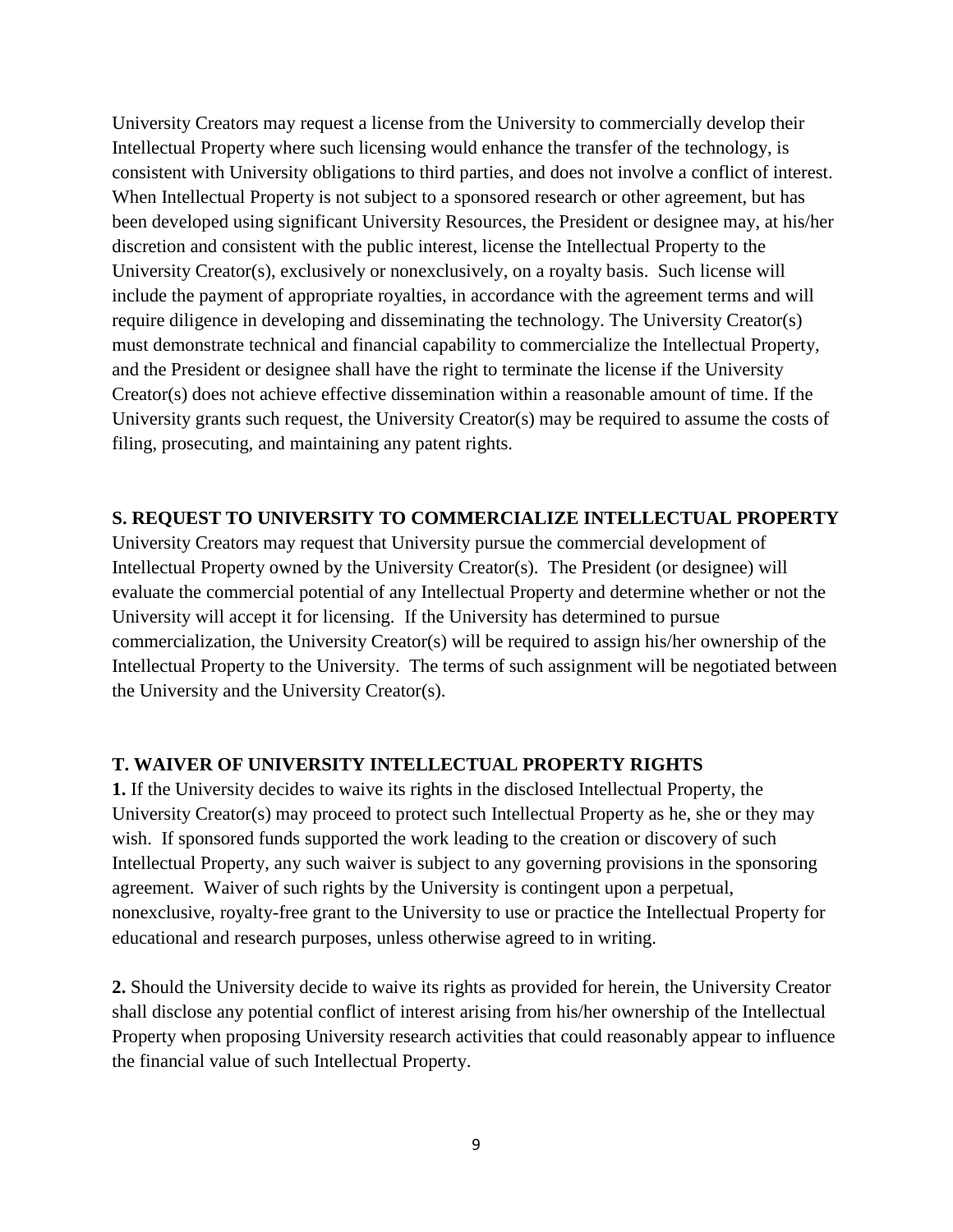University Creators may request a license from the University to commercially develop their Intellectual Property where such licensing would enhance the transfer of the technology, is consistent with University obligations to third parties, and does not involve a conflict of interest. When Intellectual Property is not subject to a sponsored research or other agreement, but has been developed using significant University Resources, the President or designee may, at his/her discretion and consistent with the public interest, license the Intellectual Property to the University Creator(s), exclusively or nonexclusively, on a royalty basis. Such license will include the payment of appropriate royalties, in accordance with the agreement terms and will require diligence in developing and disseminating the technology. The University Creator(s) must demonstrate technical and financial capability to commercialize the Intellectual Property, and the President or designee shall have the right to terminate the license if the University Creator(s) does not achieve effective dissemination within a reasonable amount of time. If the University grants such request, the University Creator(s) may be required to assume the costs of filing, prosecuting, and maintaining any patent rights.

### S. REQUEST TO UNIVERSITY TO COMMERCIALIZE INTELLECTUAL PROPERTY

University Creators may request that University pursue the commercial development of Intellectual Property owned by the University Creator(s). The President (or designee) will evaluate the commercial potential of any Intellectual Property and determine whether or not the University will accept it for licensing. If the University has determined to pursue commercialization, the University Creator(s) will be required to assign his/her ownership of the Intellectual Property to the University. The terms of such assignment will be negotiated between the University and the University Creator(s).

### T. WAIVER OF UNIVERSITY INTELLECTUAL PROPERTY RIGHTS

**1.** If the University decides to waive its rights in the disclosed Intellectual Property, the University Creator(s) may proceed to protect such Intellectual Property as he, she or they may wish. If sponsored funds supported the work leading to the creation or discovery of such Intellectual Property, any such waiver is subject to any governing provisions in the sponsoring agreement. Waiver of such rights by the University is contingent upon a perpetual, nonexclusive, royalty-free grant to the University to use or practice the Intellectual Property for educational and research purposes, unless otherwise agreed to in writing.

**2.** Should the University decide to waive its rights as provided for herein, the University Creator shall disclose any potential conflict of interest arising from his/her ownership of the Intellectual Property when proposing University research activities that could reasonably appear to influence the financial value of such Intellectual Property.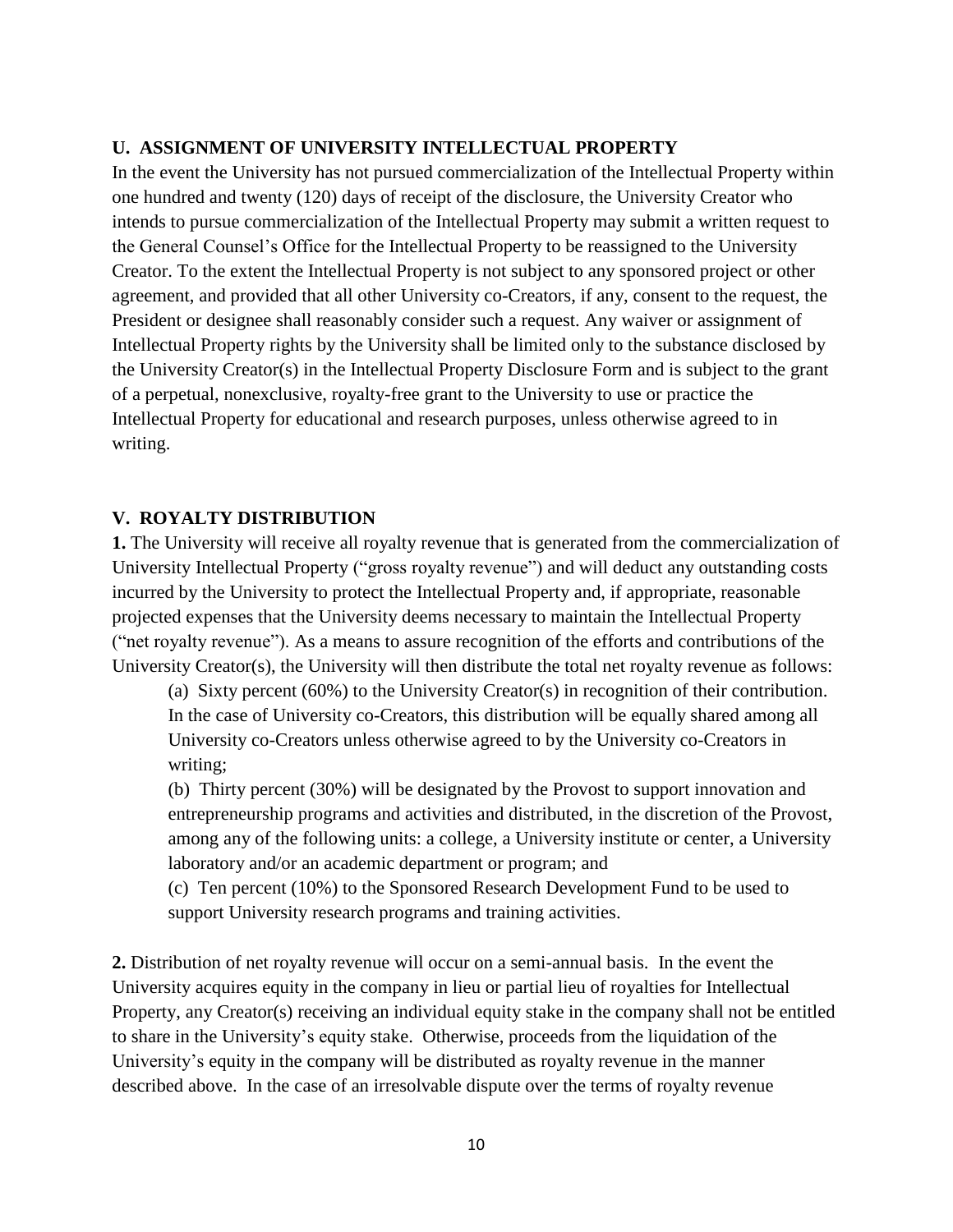## U. ASSIGNMENT OF UNIVERSITY INTELLECTUAL PROPERTY

In the event the University has not pursued commercialization of the Intellectual Property within one hundred and twenty (120) days of receipt of the disclosure, the University Creator who intends to pursue commercialization of the Intellectual Property may submit a written request to the General Counsel's Office for the Intellectual Property to be reassigned to the University Creator. To the extent the Intellectual Property is not subject to any sponsored project or other agreement, and provided that all other University co-Creators, if any, consent to the request, the President or designee shall reasonably consider such a request. Any waiver or assignment of Intellectual Property rights by the University shall be limited only to the substance disclosed by the University Creator(s) in the Intellectual Property Disclosure Form and is subject to the grant of a perpetual, nonexclusive, royalty-free grant to the University to use or practice the Intellectual Property for educational and research purposes, unless otherwise agreed to in writing.

## V. ROYALTY DISTRIBUTION

**1.** The University will receive all royalty revenue that is generated from the commercialization of University Intellectual Property ("gross royalty revenue") and will deduct any outstanding costs incurred by the University to protect the Intellectual Property and, if appropriate, reasonable projected expenses that the University deems necessary to maintain the Intellectual Property ("net royalty revenue"). As a means to assure recognition of the efforts and contributions of the University Creator(s), the University will then distribute the total net royalty revenue as follows:

(a) Sixty percent (60%) to the University Creator(s) in recognition of their contribution. In the case of University co-Creators, this distribution will be equally shared among all University co-Creators unless otherwise agreed to by the University co-Creators in writing;

(b) Thirty percent (30%) will be designated by the Provost to support innovation and entrepreneurship programs and activities and distributed, in the discretion of the Provost, among any of the following units: a college, a University institute or center, a University laboratory and/or an academic department or program; and

(c) Ten percent (10%) to the Sponsored Research Development Fund to be used to support University research programs and training activities.

**2.** Distribution of net royalty revenue will occur on a semi-annual basis. In the event the University acquires equity in the company in lieu or partial lieu of royalties for Intellectual Property, any Creator(s) receiving an individual equity stake in the company shall not be entitled to share in the University's equity stake. Otherwise, proceeds from the liquidation of the University's equity in the company will be distributed as royalty revenue in the manner described above. In the case of an irresolvable dispute over the terms of royalty revenue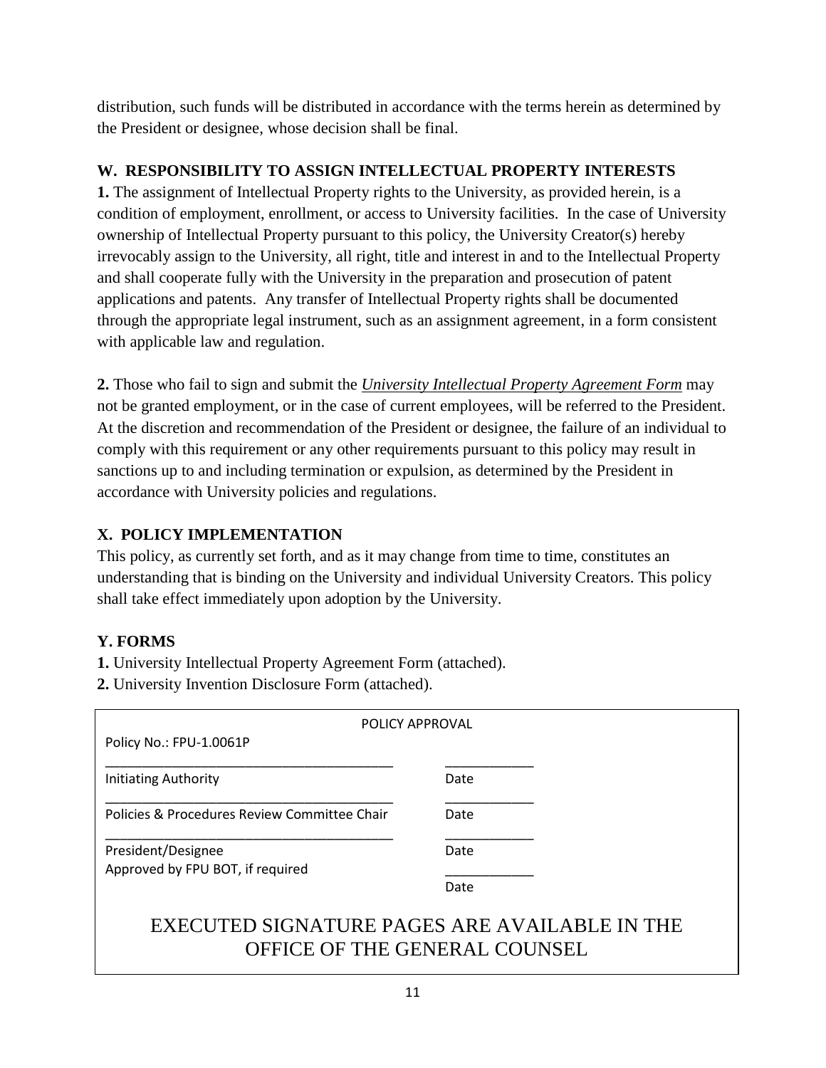distribution, such funds will be distributed in accordance with the terms herein as determined by the President or designee, whose decision shall be final.

## W. RESPONSIBILITY TO ASSIGN INTELLECTUAL PROPERTY INTERESTS

**1.** The assignment of Intellectual Property rights to the University, as provided herein, is a condition of employment, enrollment, or access to University facilities. In the case of University ownership of Intellectual Property pursuant to this policy, the University Creator(s) hereby irrevocably assign to the University, all right, title and interest in and to the Intellectual Property and shall cooperate fully with the University in the preparation and prosecution of patent applications and patents. Any transfer of Intellectual Property rights shall be documented through the appropriate legal instrument, such as an assignment agreement, in a form consistent with applicable law and regulation.

**2.** Those who fail to sign and submit the *University Intellectual Property Agreement Form* may not be granted employment, or in the case of current employees, will be referred to the President. At the discretion and recommendation of the President or designee, the failure of an individual to comply with this requirement or any other requirements pursuant to this policy may result in sanctions up to and including termination or expulsion, as determined by the President in accordance with University policies and regulations.

## X. POLICY IMPLEMENTATION

This policy, as currently set forth, and as it may change from time to time, constitutes an understanding that is binding on the University and individual University Creators. This policy shall take effect immediately upon adoption by the University.

## Y. FORMS

**1.** University Intellectual Property Agreement Form (attached).
**2.** University Invention Disclosure Form (attached).

POLICY APPROVAL

Policy No.: FPU-1.0061P

| | |
|---|---|
| ________________________________________ | ____________ |
| Initiating Authority | Date |
| ________________________________________ | ____________ |
| Policies & Procedures Review Committee Chair | Date |
| ________________________________________ | ____________ |
| President/Designee | Date |
| Approved by FPU BOT, if required | ____________ |
| | Date |

EXECUTED SIGNATURE PAGES ARE AVAILABLE IN THE OFFICE OF THE GENERAL COUNSEL